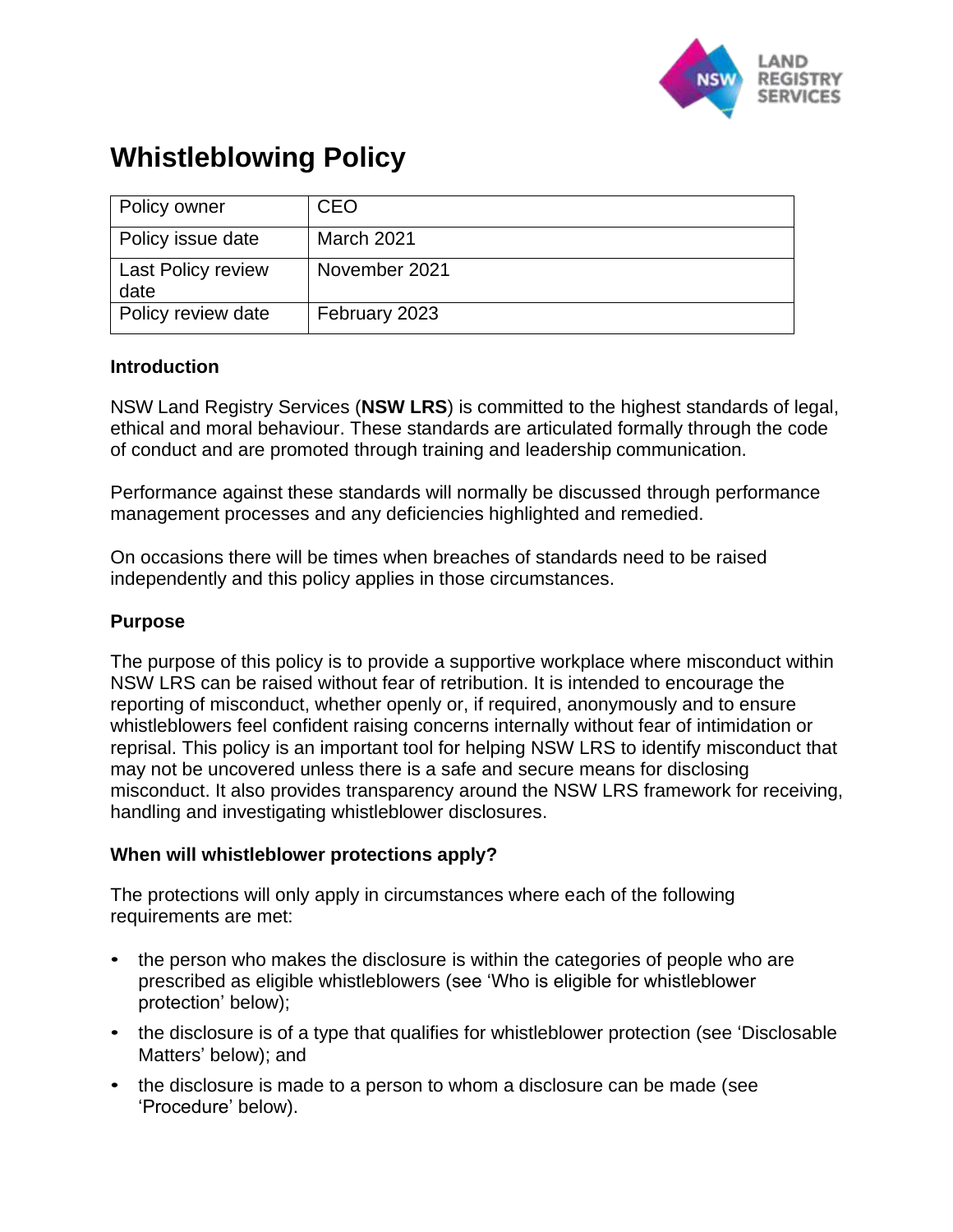# Whistleblowing Policy

| Policy owner | CEO |
|---|---|
| Policy issue date | March 2021 |
| Last Policy review date | November 2021 |
| Policy review date | February 2023 |

### Introduction

NSW Land Registry Services (**NSW LRS**) is committed to the highest standards of legal, ethical and moral behaviour. These standards are articulated formally through the code of conduct and are promoted through training and leadership communication.

Performance against these standards will normally be discussed through performance management processes and any deficiencies highlighted and remedied.

On occasions there will be times when breaches of standards need to be raised independently and this policy applies in those circumstances.

### Purpose

The purpose of this policy is to provide a supportive workplace where misconduct within NSW LRS can be raised without fear of retribution. It is intended to encourage the reporting of misconduct, whether openly or, if required, anonymously and to ensure whistleblowers feel confident raising concerns internally without fear of intimidation or reprisal. This policy is an important tool for helping NSW LRS to identify misconduct that may not be uncovered unless there is a safe and secure means for disclosing misconduct. It also provides transparency around the NSW LRS framework for receiving, handling and investigating whistleblower disclosures.

### When will whistleblower protections apply?

The protections will only apply in circumstances where each of the following requirements are met:

- the person who makes the disclosure is within the categories of people who are prescribed as eligible whistleblowers (see 'Who is eligible for whistleblower protection' below);
- the disclosure is of a type that qualifies for whistleblower protection (see 'Disclosable Matters' below); and
- the disclosure is made to a person to whom a disclosure can be made (see 'Procedure' below).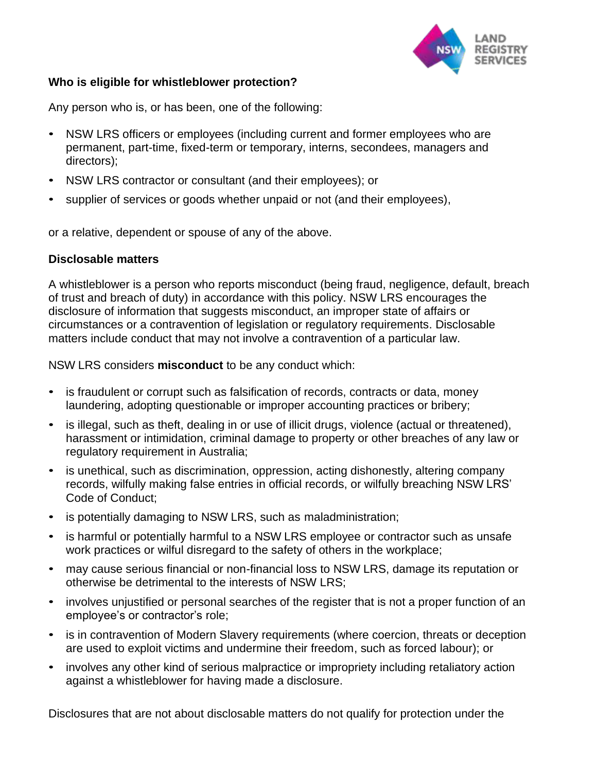**Who is eligible for whistleblower protection?**

Any person who is, or has been, one of the following:

- NSW LRS officers or employees (including current and former employees who are permanent, part-time, fixed-term or temporary, interns, secondees, managers and directors);
- NSW LRS contractor or consultant (and their employees); or
- supplier of services or goods whether unpaid or not (and their employees),

or a relative, dependent or spouse of any of the above.

**Disclosable matters**

A whistleblower is a person who reports misconduct (being fraud, negligence, default, breach of trust and breach of duty) in accordance with this policy. NSW LRS encourages the disclosure of information that suggests misconduct, an improper state of affairs or circumstances or a contravention of legislation or regulatory requirements. Disclosable matters include conduct that may not involve a contravention of a particular law.

NSW LRS considers **misconduct** to be any conduct which:

- is fraudulent or corrupt such as falsification of records, contracts or data, money laundering, adopting questionable or improper accounting practices or bribery;
- is illegal, such as theft, dealing in or use of illicit drugs, violence (actual or threatened), harassment or intimidation, criminal damage to property or other breaches of any law or regulatory requirement in Australia;
- is unethical, such as discrimination, oppression, acting dishonestly, altering company records, wilfully making false entries in official records, or wilfully breaching NSW LRS' Code of Conduct;
- is potentially damaging to NSW LRS, such as maladministration;
- is harmful or potentially harmful to a NSW LRS employee or contractor such as unsafe work practices or wilful disregard to the safety of others in the workplace;
- may cause serious financial or non-financial loss to NSW LRS, damage its reputation or otherwise be detrimental to the interests of NSW LRS;
- involves unjustified or personal searches of the register that is not a proper function of an employee's or contractor's role;
- is in contravention of Modern Slavery requirements (where coercion, threats or deception are used to exploit victims and undermine their freedom, such as forced labour); or
- involves any other kind of serious malpractice or impropriety including retaliatory action against a whistleblower for having made a disclosure.

Disclosures that are not about disclosable matters do not qualify for protection under the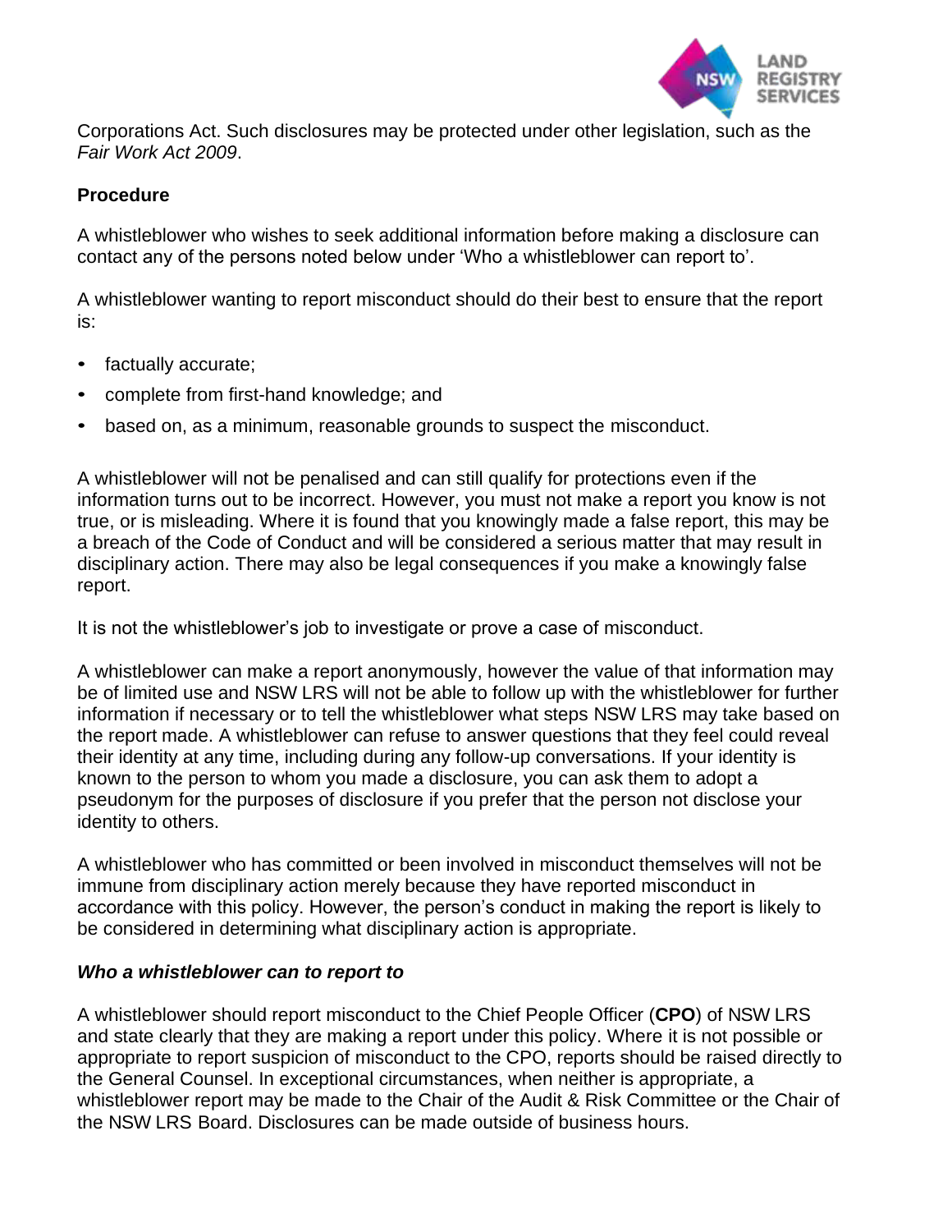Corporations Act. Such disclosures may be protected under other legislation, such as the *Fair Work Act 2009*.

**Procedure**

A whistleblower who wishes to seek additional information before making a disclosure can contact any of the persons noted below under 'Who a whistleblower can report to'.

A whistleblower wanting to report misconduct should do their best to ensure that the report is:

- factually accurate;
- complete from first-hand knowledge; and
- based on, as a minimum, reasonable grounds to suspect the misconduct.

A whistleblower will not be penalised and can still qualify for protections even if the information turns out to be incorrect. However, you must not make a report you know is not true, or is misleading. Where it is found that you knowingly made a false report, this may be a breach of the Code of Conduct and will be considered a serious matter that may result in disciplinary action. There may also be legal consequences if you make a knowingly false report.

It is not the whistleblower's job to investigate or prove a case of misconduct.

A whistleblower can make a report anonymously, however the value of that information may be of limited use and NSW LRS will not be able to follow up with the whistleblower for further information if necessary or to tell the whistleblower what steps NSW LRS may take based on the report made. A whistleblower can refuse to answer questions that they feel could reveal their identity at any time, including during any follow-up conversations. If your identity is known to the person to whom you made a disclosure, you can ask them to adopt a pseudonym for the purposes of disclosure if you prefer that the person not disclose your identity to others.

A whistleblower who has committed or been involved in misconduct themselves will not be immune from disciplinary action merely because they have reported misconduct in accordance with this policy. However, the person's conduct in making the report is likely to be considered in determining what disciplinary action is appropriate.

***Who a whistleblower can to report to***

A whistleblower should report misconduct to the Chief People Officer (**CPO**) of NSW LRS and state clearly that they are making a report under this policy. Where it is not possible or appropriate to report suspicion of misconduct to the CPO, reports should be raised directly to the General Counsel. In exceptional circumstances, when neither is appropriate, a whistleblower report may be made to the Chair of the Audit & Risk Committee or the Chair of the NSW LRS Board. Disclosures can be made outside of business hours.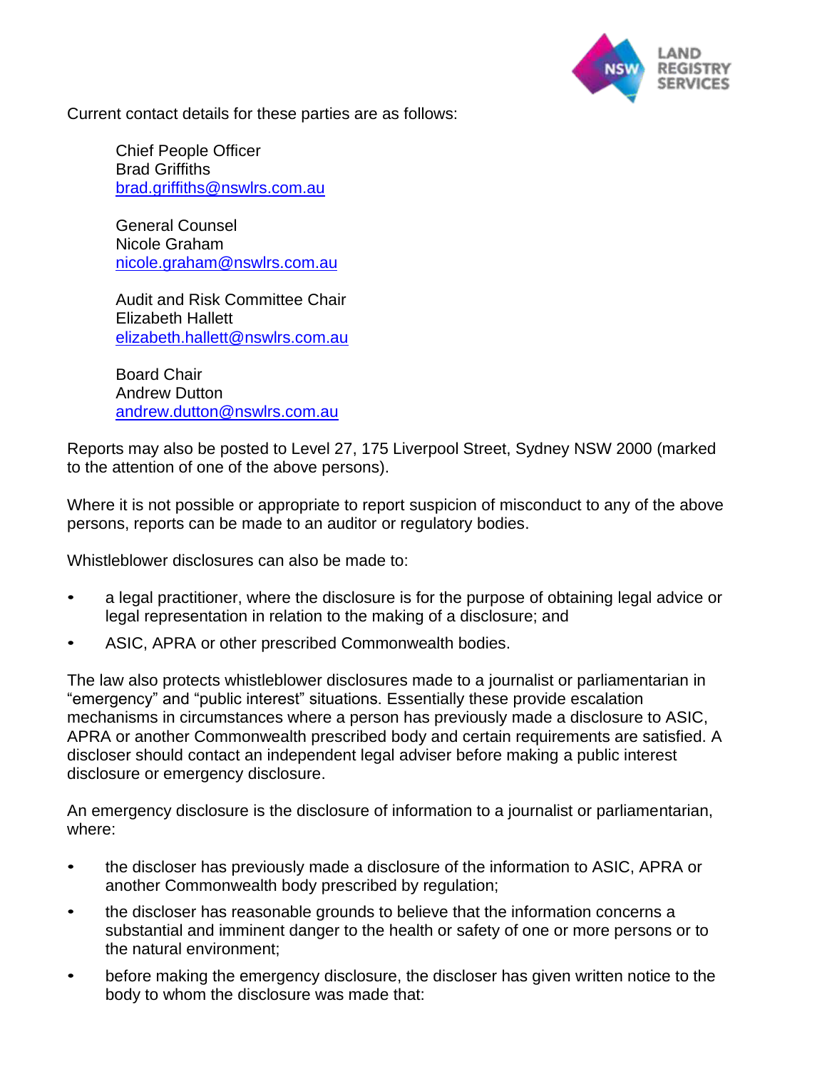Current contact details for these parties are as follows:

Chief People Officer
Brad Griffiths
brad.griffiths@nswlrs.com.au

General Counsel
Nicole Graham
nicole.graham@nswlrs.com.au

Audit and Risk Committee Chair
Elizabeth Hallett
elizabeth.hallett@nswlrs.com.au

Board Chair
Andrew Dutton
andrew.dutton@nswlrs.com.au

Reports may also be posted to Level 27, 175 Liverpool Street, Sydney NSW 2000 (marked to the attention of one of the above persons).

Where it is not possible or appropriate to report suspicion of misconduct to any of the above persons, reports can be made to an auditor or regulatory bodies.

Whistleblower disclosures can also be made to:

- a legal practitioner, where the disclosure is for the purpose of obtaining legal advice or legal representation in relation to the making of a disclosure; and
- ASIC, APRA or other prescribed Commonwealth bodies.

The law also protects whistleblower disclosures made to a journalist or parliamentarian in "emergency" and "public interest" situations. Essentially these provide escalation mechanisms in circumstances where a person has previously made a disclosure to ASIC, APRA or another Commonwealth prescribed body and certain requirements are satisfied. A discloser should contact an independent legal adviser before making a public interest disclosure or emergency disclosure.

An emergency disclosure is the disclosure of information to a journalist or parliamentarian, where:

- the discloser has previously made a disclosure of the information to ASIC, APRA or another Commonwealth body prescribed by regulation;
- the discloser has reasonable grounds to believe that the information concerns a substantial and imminent danger to the health or safety of one or more persons or to the natural environment;
- before making the emergency disclosure, the discloser has given written notice to the body to whom the disclosure was made that: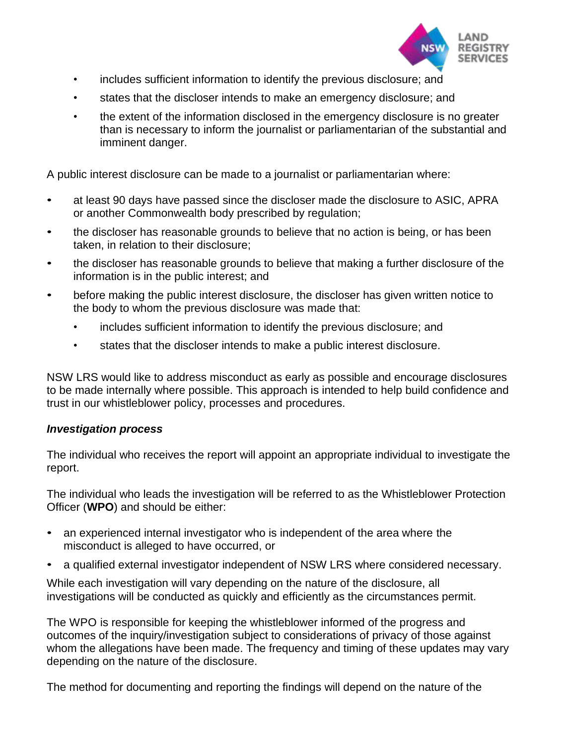- includes sufficient information to identify the previous disclosure; and
- states that the discloser intends to make an emergency disclosure; and
- the extent of the information disclosed in the emergency disclosure is no greater than is necessary to inform the journalist or parliamentarian of the substantial and imminent danger.

A public interest disclosure can be made to a journalist or parliamentarian where:

- at least 90 days have passed since the discloser made the disclosure to ASIC, APRA or another Commonwealth body prescribed by regulation;
- the discloser has reasonable grounds to believe that no action is being, or has been taken, in relation to their disclosure;
- the discloser has reasonable grounds to believe that making a further disclosure of the information is in the public interest; and
- before making the public interest disclosure, the discloser has given written notice to the body to whom the previous disclosure was made that:
  - includes sufficient information to identify the previous disclosure; and
  - states that the discloser intends to make a public interest disclosure.

NSW LRS would like to address misconduct as early as possible and encourage disclosures to be made internally where possible. This approach is intended to help build confidence and trust in our whistleblower policy, processes and procedures.

***Investigation process***

The individual who receives the report will appoint an appropriate individual to investigate the report.

The individual who leads the investigation will be referred to as the Whistleblower Protection Officer (**WPO**) and should be either:

- an experienced internal investigator who is independent of the area where the misconduct is alleged to have occurred, or
- a qualified external investigator independent of NSW LRS where considered necessary.

While each investigation will vary depending on the nature of the disclosure, all investigations will be conducted as quickly and efficiently as the circumstances permit.

The WPO is responsible for keeping the whistleblower informed of the progress and outcomes of the inquiry/investigation subject to considerations of privacy of those against whom the allegations have been made. The frequency and timing of these updates may vary depending on the nature of the disclosure.

The method for documenting and reporting the findings will depend on the nature of the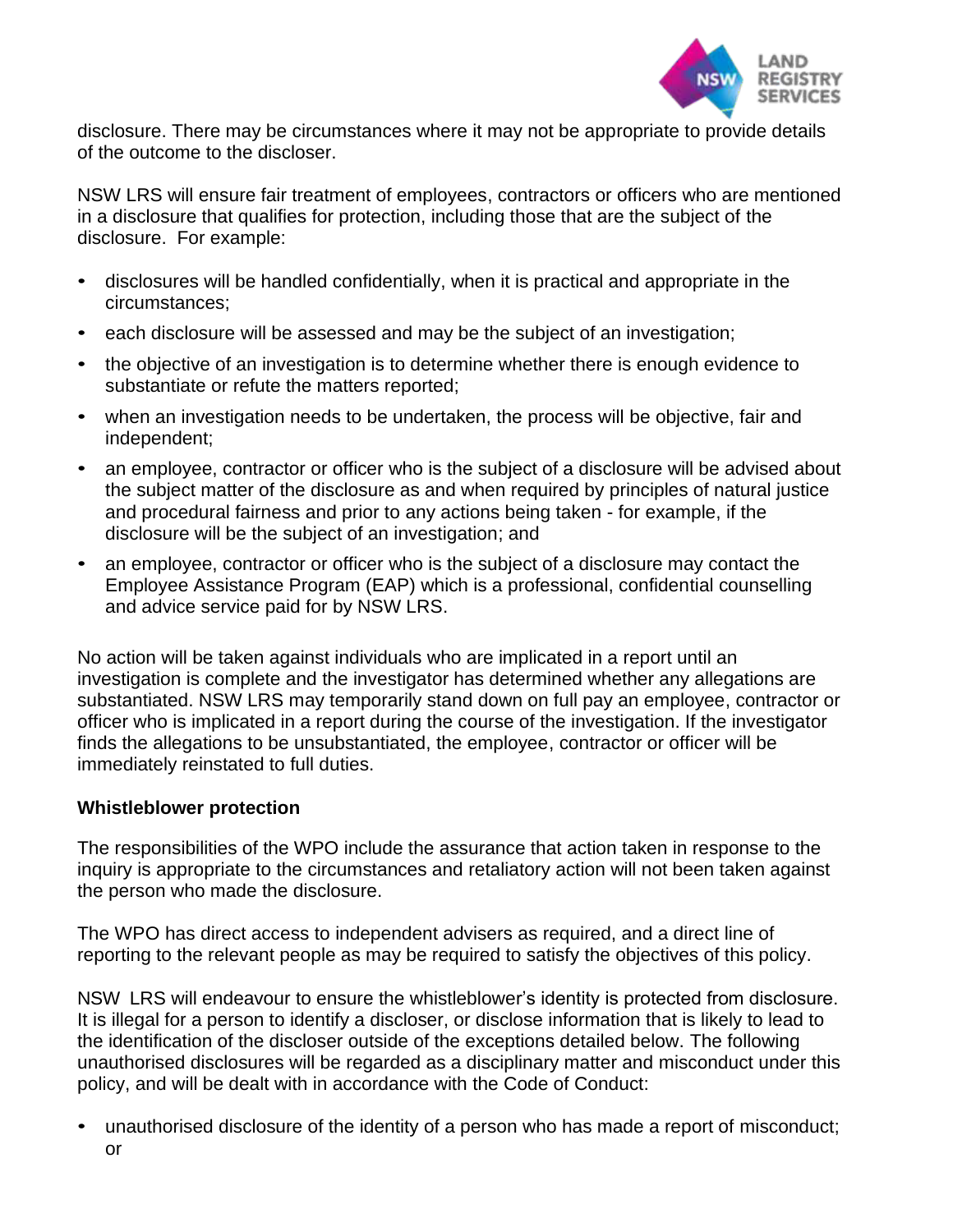disclosure. There may be circumstances where it may not be appropriate to provide details of the outcome to the discloser.

NSW LRS will ensure fair treatment of employees, contractors or officers who are mentioned in a disclosure that qualifies for protection, including those that are the subject of the disclosure. For example:

- disclosures will be handled confidentially, when it is practical and appropriate in the circumstances;
- each disclosure will be assessed and may be the subject of an investigation;
- the objective of an investigation is to determine whether there is enough evidence to substantiate or refute the matters reported;
- when an investigation needs to be undertaken, the process will be objective, fair and independent;
- an employee, contractor or officer who is the subject of a disclosure will be advised about the subject matter of the disclosure as and when required by principles of natural justice and procedural fairness and prior to any actions being taken - for example, if the disclosure will be the subject of an investigation; and
- an employee, contractor or officer who is the subject of a disclosure may contact the Employee Assistance Program (EAP) which is a professional, confidential counselling and advice service paid for by NSW LRS.

No action will be taken against individuals who are implicated in a report until an investigation is complete and the investigator has determined whether any allegations are substantiated. NSW LRS may temporarily stand down on full pay an employee, contractor or officer who is implicated in a report during the course of the investigation. If the investigator finds the allegations to be unsubstantiated, the employee, contractor or officer will be immediately reinstated to full duties.

**Whistleblower protection**

The responsibilities of the WPO include the assurance that action taken in response to the inquiry is appropriate to the circumstances and retaliatory action will not been taken against the person who made the disclosure.

The WPO has direct access to independent advisers as required, and a direct line of reporting to the relevant people as may be required to satisfy the objectives of this policy.

NSW LRS will endeavour to ensure the whistleblower's identity is protected from disclosure. It is illegal for a person to identify a discloser, or disclose information that is likely to lead to the identification of the discloser outside of the exceptions detailed below. The following unauthorised disclosures will be regarded as a disciplinary matter and misconduct under this policy, and will be dealt with in accordance with the Code of Conduct:

- unauthorised disclosure of the identity of a person who has made a report of misconduct; or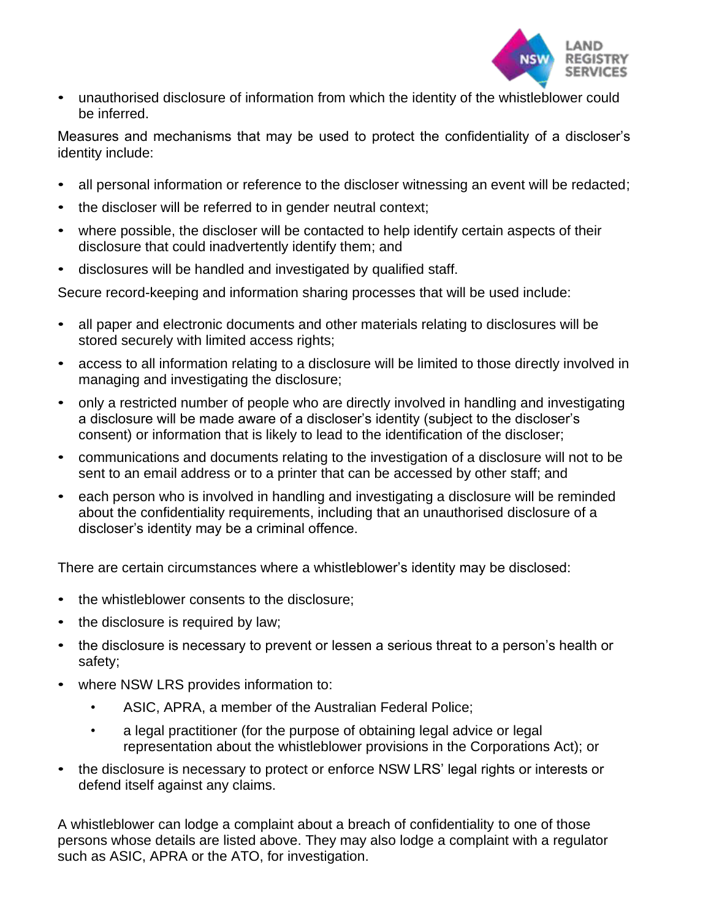- unauthorised disclosure of information from which the identity of the whistleblower could be inferred.

Measures and mechanisms that may be used to protect the confidentiality of a discloser's identity include:

- all personal information or reference to the discloser witnessing an event will be redacted;
- the discloser will be referred to in gender neutral context;
- where possible, the discloser will be contacted to help identify certain aspects of their disclosure that could inadvertently identify them; and
- disclosures will be handled and investigated by qualified staff.

Secure record-keeping and information sharing processes that will be used include:

- all paper and electronic documents and other materials relating to disclosures will be stored securely with limited access rights;
- access to all information relating to a disclosure will be limited to those directly involved in managing and investigating the disclosure;
- only a restricted number of people who are directly involved in handling and investigating a disclosure will be made aware of a discloser's identity (subject to the discloser's consent) or information that is likely to lead to the identification of the discloser;
- communications and documents relating to the investigation of a disclosure will not to be sent to an email address or to a printer that can be accessed by other staff; and
- each person who is involved in handling and investigating a disclosure will be reminded about the confidentiality requirements, including that an unauthorised disclosure of a discloser's identity may be a criminal offence.

There are certain circumstances where a whistleblower's identity may be disclosed:

- the whistleblower consents to the disclosure;
- the disclosure is required by law;
- the disclosure is necessary to prevent or lessen a serious threat to a person's health or safety;
- where NSW LRS provides information to:
  - ASIC, APRA, a member of the Australian Federal Police;
  - a legal practitioner (for the purpose of obtaining legal advice or legal representation about the whistleblower provisions in the Corporations Act); or
- the disclosure is necessary to protect or enforce NSW LRS' legal rights or interests or defend itself against any claims.

A whistleblower can lodge a complaint about a breach of confidentiality to one of those persons whose details are listed above. They may also lodge a complaint with a regulator such as ASIC, APRA or the ATO, for investigation.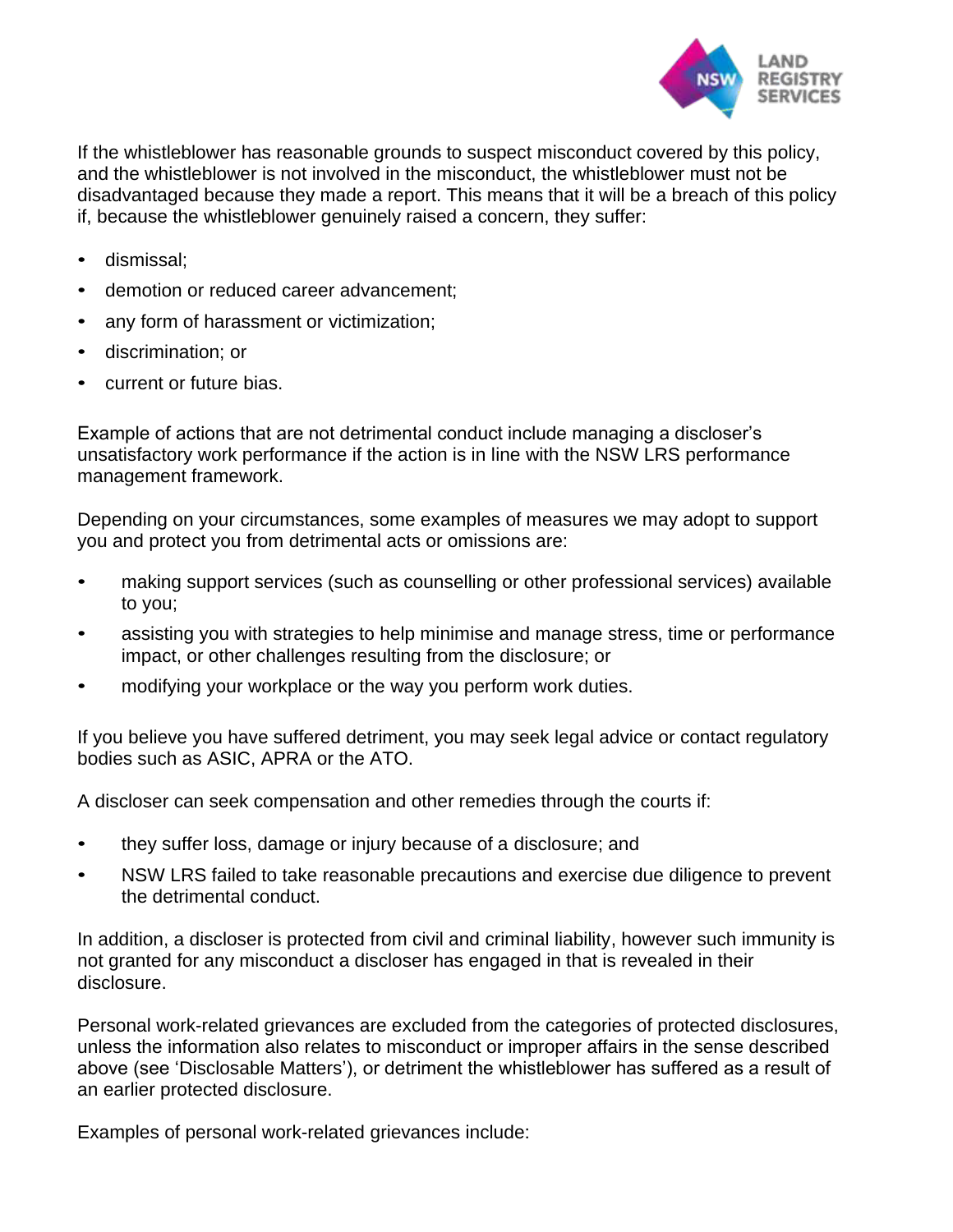If the whistleblower has reasonable grounds to suspect misconduct covered by this policy, and the whistleblower is not involved in the misconduct, the whistleblower must not be disadvantaged because they made a report. This means that it will be a breach of this policy if, because the whistleblower genuinely raised a concern, they suffer:

- dismissal;
- demotion or reduced career advancement;
- any form of harassment or victimization;
- discrimination; or
- current or future bias.

Example of actions that are not detrimental conduct include managing a discloser's unsatisfactory work performance if the action is in line with the NSW LRS performance management framework.

Depending on your circumstances, some examples of measures we may adopt to support you and protect you from detrimental acts or omissions are:

- making support services (such as counselling or other professional services) available to you;
- assisting you with strategies to help minimise and manage stress, time or performance impact, or other challenges resulting from the disclosure; or
- modifying your workplace or the way you perform work duties.

If you believe you have suffered detriment, you may seek legal advice or contact regulatory bodies such as ASIC, APRA or the ATO.

A discloser can seek compensation and other remedies through the courts if:

- they suffer loss, damage or injury because of a disclosure; and
- NSW LRS failed to take reasonable precautions and exercise due diligence to prevent the detrimental conduct.

In addition, a discloser is protected from civil and criminal liability, however such immunity is not granted for any misconduct a discloser has engaged in that is revealed in their disclosure.

Personal work-related grievances are excluded from the categories of protected disclosures, unless the information also relates to misconduct or improper affairs in the sense described above (see 'Disclosable Matters'), or detriment the whistleblower has suffered as a result of an earlier protected disclosure.

Examples of personal work-related grievances include: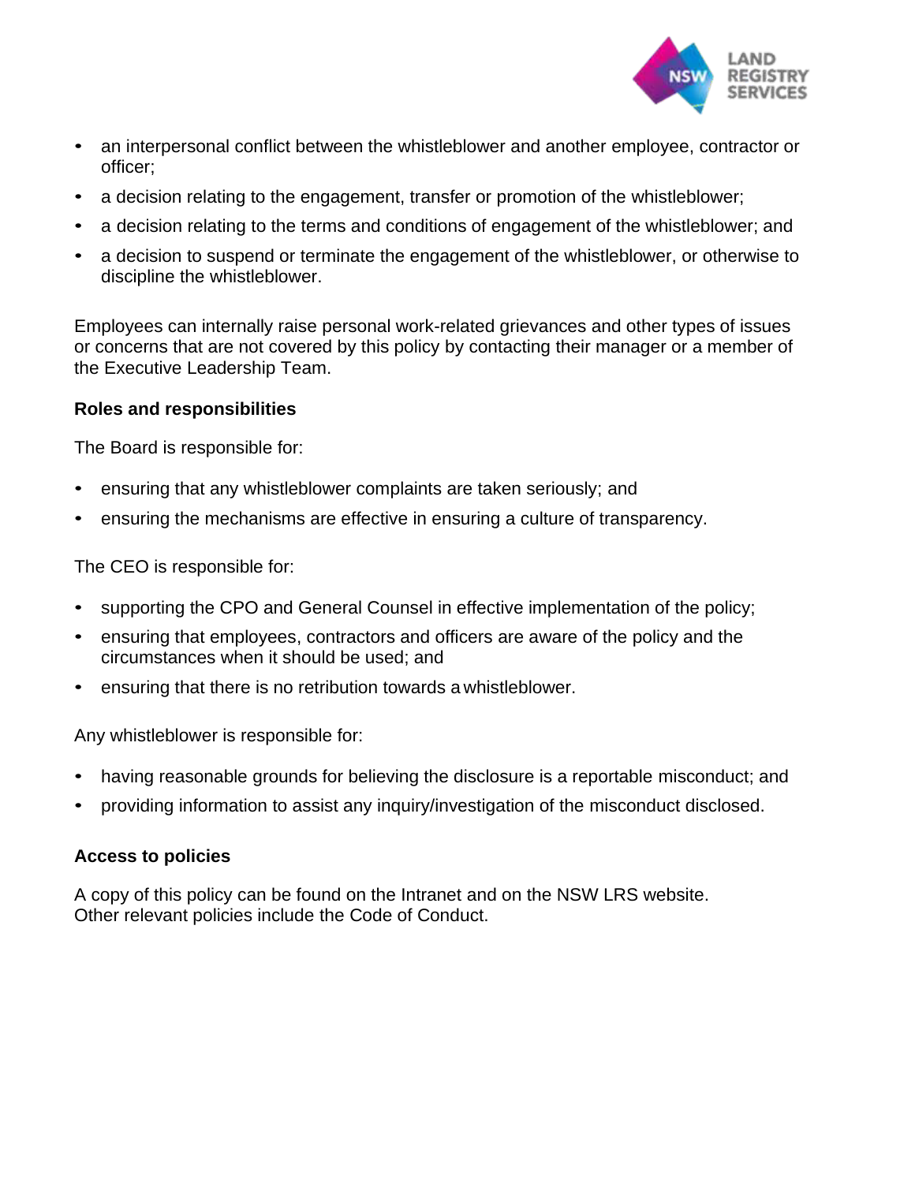- an interpersonal conflict between the whistleblower and another employee, contractor or officer;
- a decision relating to the engagement, transfer or promotion of the whistleblower;
- a decision relating to the terms and conditions of engagement of the whistleblower; and
- a decision to suspend or terminate the engagement of the whistleblower, or otherwise to discipline the whistleblower.

Employees can internally raise personal work-related grievances and other types of issues or concerns that are not covered by this policy by contacting their manager or a member of the Executive Leadership Team.

**Roles and responsibilities**

The Board is responsible for:

- ensuring that any whistleblower complaints are taken seriously; and
- ensuring the mechanisms are effective in ensuring a culture of transparency.

The CEO is responsible for:

- supporting the CPO and General Counsel in effective implementation of the policy;
- ensuring that employees, contractors and officers are aware of the policy and the circumstances when it should be used; and
- ensuring that there is no retribution towards a whistleblower.

Any whistleblower is responsible for:

- having reasonable grounds for believing the disclosure is a reportable misconduct; and
- providing information to assist any inquiry/investigation of the misconduct disclosed.

**Access to policies**

A copy of this policy can be found on the Intranet and on the NSW LRS website.
Other relevant policies include the Code of Conduct.